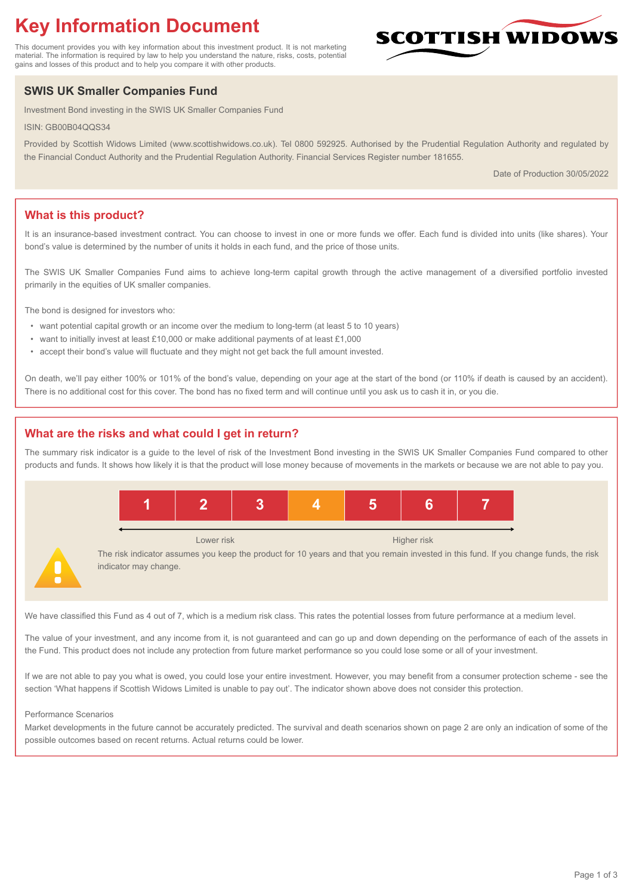# Key Information Document

This document provides you with key information about this investment product. It is not marketing material. The information is required by law to help you understand the nature, risks, costs, potential gains and losses of this product and to help you compare it with other products.

## SWIS UK Smaller Companies Fund

Investment Bond investing in the SWIS UK Smaller Companies Fund

ISIN: GB00B04QQS34

Provided by Scottish Widows Limited (www.scottishwidows.co.uk). Tel 0800 592925. Authorised by the Prudential Regulation Authority and regulated by the Financial Conduct Authority and the Prudential Regulation Authority. Financial Services Register number 181655.

Date of Production 30/05/2022

## What is this product?

It is an insurance-based investment contract. You can choose to invest in one or more funds we offer. Each fund is divided into units (like shares). Your bond's value is determined by the number of units it holds in each fund, and the price of those units.

The SWIS UK Smaller Companies Fund aims to achieve long-term capital growth through the active management of a diversified portfolio invested primarily in the equities of UK smaller companies.

The bond is designed for investors who:

- want potential capital growth or an income over the medium to long-term (at least 5 to 10 years)
- want to initially invest at least £10,000 or make additional payments of at least £1,000
- accept their bond's value will fluctuate and they might not get back the full amount invested.

On death, we'll pay either 100% or 101% of the bond's value, depending on your age at the start of the bond (or 110% if death is caused by an accident). There is no additional cost for this cover. The bond has no fixed term and will continue until you ask us to cash it in, or you die.

## What are the risks and what could I get in return?

The summary risk indicator is a guide to the level of risk of the Investment Bond investing in the SWIS UK Smaller Companies Fund compared to other products and funds. It shows how likely it is that the product will lose money because of movements in the markets or because we are not able to pay you.

| 1 | 2 | 3 | **4** | 5 | 6 | 7 |
|---|---|---|---|---|---|---|

Lower risk ← → Higher risk

The risk indicator assumes you keep the product for 10 years and that you remain invested in this fund. If you change funds, the risk indicator may change.

We have classified this Fund as 4 out of 7, which is a medium risk class. This rates the potential losses from future performance at a medium level.

The value of your investment, and any income from it, is not guaranteed and can go up and down depending on the performance of each of the assets in the Fund. This product does not include any protection from future market performance so you could lose some or all of your investment.

If we are not able to pay you what is owed, you could lose your entire investment. However, you may benefit from a consumer protection scheme - see the section 'What happens if Scottish Widows Limited is unable to pay out'. The indicator shown above does not consider this protection.

Performance Scenarios

Market developments in the future cannot be accurately predicted. The survival and death scenarios shown on page 2 are only an indication of some of the possible outcomes based on recent returns. Actual returns could be lower.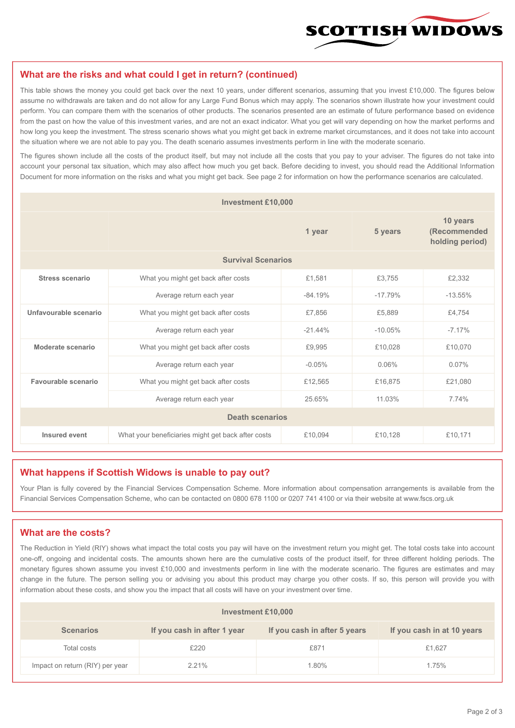## What are the risks and what could I get in return? (continued)

This table shows the money you could get back over the next 10 years, under different scenarios, assuming that you invest £10,000. The figures below assume no withdrawals are taken and do not allow for any Large Fund Bonus which may apply. The scenarios shown illustrate how your investment could perform. You can compare them with the scenarios of other products. The scenarios presented are an estimate of future performance based on evidence from the past on how the value of this investment varies, and are not an exact indicator. What you get will vary depending on how the market performs and how long you keep the investment. The stress scenario shows what you might get back in extreme market circumstances, and it does not take into account the situation where we are not able to pay you. The death scenario assumes investments perform in line with the moderate scenario.

The figures shown include all the costs of the product itself, but may not include all the costs that you pay to your adviser. The figures do not take into account your personal tax situation, which may also affect how much you get back. Before deciding to invest, you should read the Additional Information Document for more information on the risks and what you might get back. See page 2 for information on how the performance scenarios are calculated.

| Investment £10,000 | | | | |
|---|---|---|---|---|
| | | 1 year | 5 years | 10 years (Recommended holding period) |
| **Survival Scenarios** | | | | |
| **Stress scenario** | What you might get back after costs | £1,581 | £3,755 | £2,332 |
| | Average return each year | -84.19% | -17.79% | -13.55% |
| **Unfavourable scenario** | What you might get back after costs | £7,856 | £5,889 | £4,754 |
| | Average return each year | -21.44% | -10.05% | -7.17% |
| **Moderate scenario** | What you might get back after costs | £9,995 | £10,028 | £10,070 |
| | Average return each year | -0.05% | 0.06% | 0.07% |
| **Favourable scenario** | What you might get back after costs | £12,565 | £16,875 | £21,080 |
| | Average return each year | 25.65% | 11.03% | 7.74% |
| **Death scenarios** | | | | |
| **Insured event** | What your beneficiaries might get back after costs | £10,094 | £10,128 | £10,171 |

## What happens if Scottish Widows is unable to pay out?

Your Plan is fully covered by the Financial Services Compensation Scheme. More information about compensation arrangements is available from the Financial Services Compensation Scheme, who can be contacted on 0800 678 1100 or 0207 741 4100 or via their website at www.fscs.org.uk

## What are the costs?

The Reduction in Yield (RIY) shows what impact the total costs you pay will have on the investment return you might get. The total costs take into account one-off, ongoing and incidental costs. The amounts shown here are the cumulative costs of the product itself, for three different holding periods. The monetary figures shown assume you invest £10,000 and investments perform in line with the moderate scenario. The figures are estimates and may change in the future. The person selling you or advising you about this product may charge you other costs. If so, this person will provide you with information about these costs, and show you the impact that all costs will have on your investment over time.

| Investment £10,000 | | | |
|---|---|---|---|
| **Scenarios** | **If you cash in after 1 year** | **If you cash in after 5 years** | **If you cash in at 10 years** |
| Total costs | £220 | £871 | £1,627 |
| Impact on return (RIY) per year | 2.21% | 1.80% | 1.75% |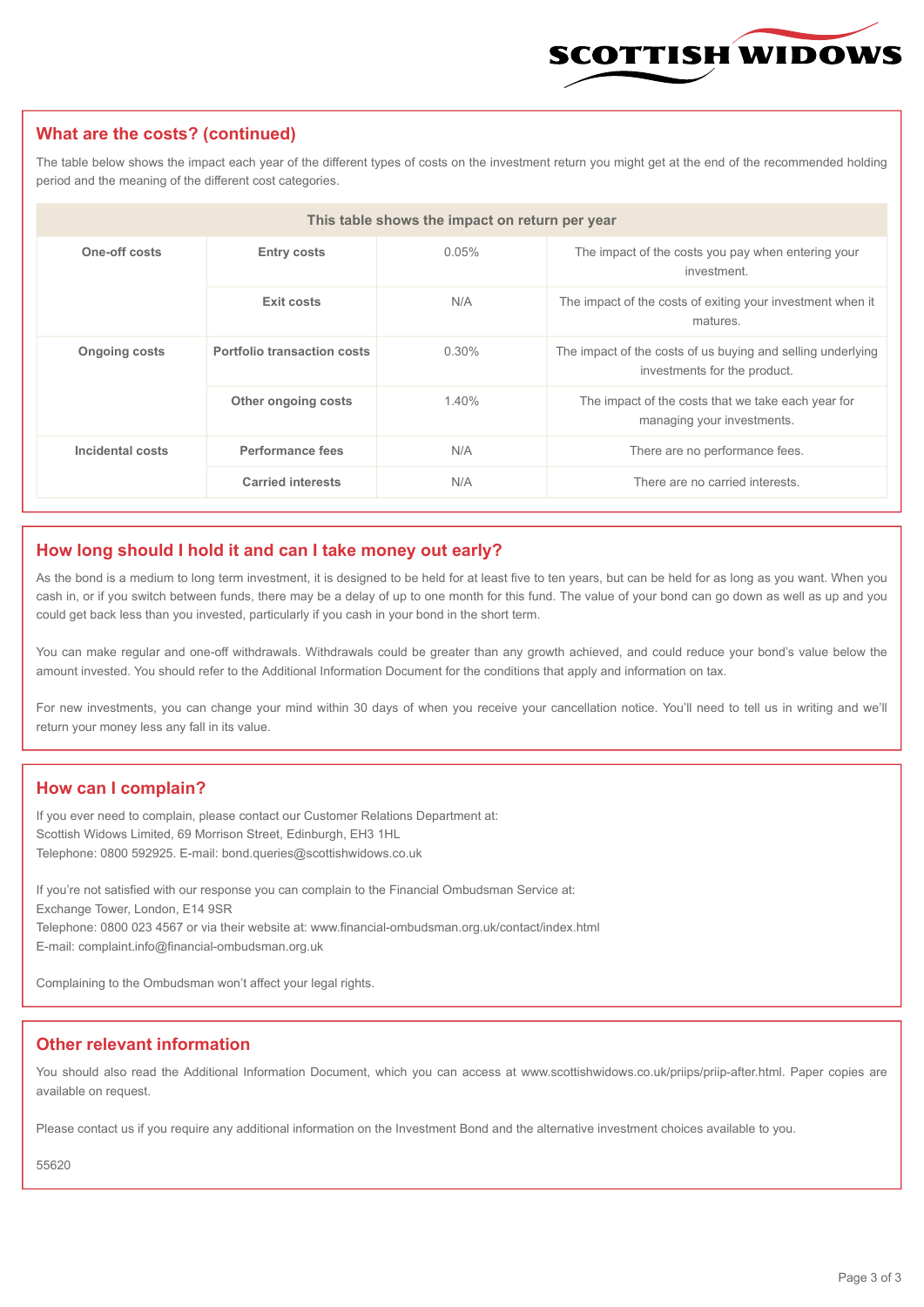## What are the costs? (continued)

The table below shows the impact each year of the different types of costs on the investment return you might get at the end of the recommended holding period and the meaning of the different cost categories.

| This table shows the impact on return per year | | | |
|---|---|---|---|
| **One-off costs** | **Entry costs** | 0.05% | The impact of the costs you pay when entering your investment. |
| | **Exit costs** | N/A | The impact of the costs of exiting your investment when it matures. |
| **Ongoing costs** | **Portfolio transaction costs** | 0.30% | The impact of the costs of us buying and selling underlying investments for the product. |
| | **Other ongoing costs** | 1.40% | The impact of the costs that we take each year for managing your investments. |
| **Incidental costs** | **Performance fees** | N/A | There are no performance fees. |
| | **Carried interests** | N/A | There are no carried interests. |

## How long should I hold it and can I take money out early?

As the bond is a medium to long term investment, it is designed to be held for at least five to ten years, but can be held for as long as you want. When you cash in, or if you switch between funds, there may be a delay of up to one month for this fund. The value of your bond can go down as well as up and you could get back less than you invested, particularly if you cash in your bond in the short term.

You can make regular and one-off withdrawals. Withdrawals could be greater than any growth achieved, and could reduce your bond's value below the amount invested. You should refer to the Additional Information Document for the conditions that apply and information on tax.

For new investments, you can change your mind within 30 days of when you receive your cancellation notice. You'll need to tell us in writing and we'll return your money less any fall in its value.

## How can I complain?

If you ever need to complain, please contact our Customer Relations Department at:
Scottish Widows Limited, 69 Morrison Street, Edinburgh, EH3 1HL
Telephone: 0800 592925. E-mail: bond.queries@scottishwidows.co.uk

If you're not satisfied with our response you can complain to the Financial Ombudsman Service at:
Exchange Tower, London, E14 9SR
Telephone: 0800 023 4567 or via their website at: www.financial-ombudsman.org.uk/contact/index.html
E-mail: complaint.info@financial-ombudsman.org.uk

Complaining to the Ombudsman won't affect your legal rights.

## Other relevant information

You should also read the Additional Information Document, which you can access at www.scottishwidows.co.uk/priips/priip-after.html. Paper copies are available on request.

Please contact us if you require any additional information on the Investment Bond and the alternative investment choices available to you.

55620